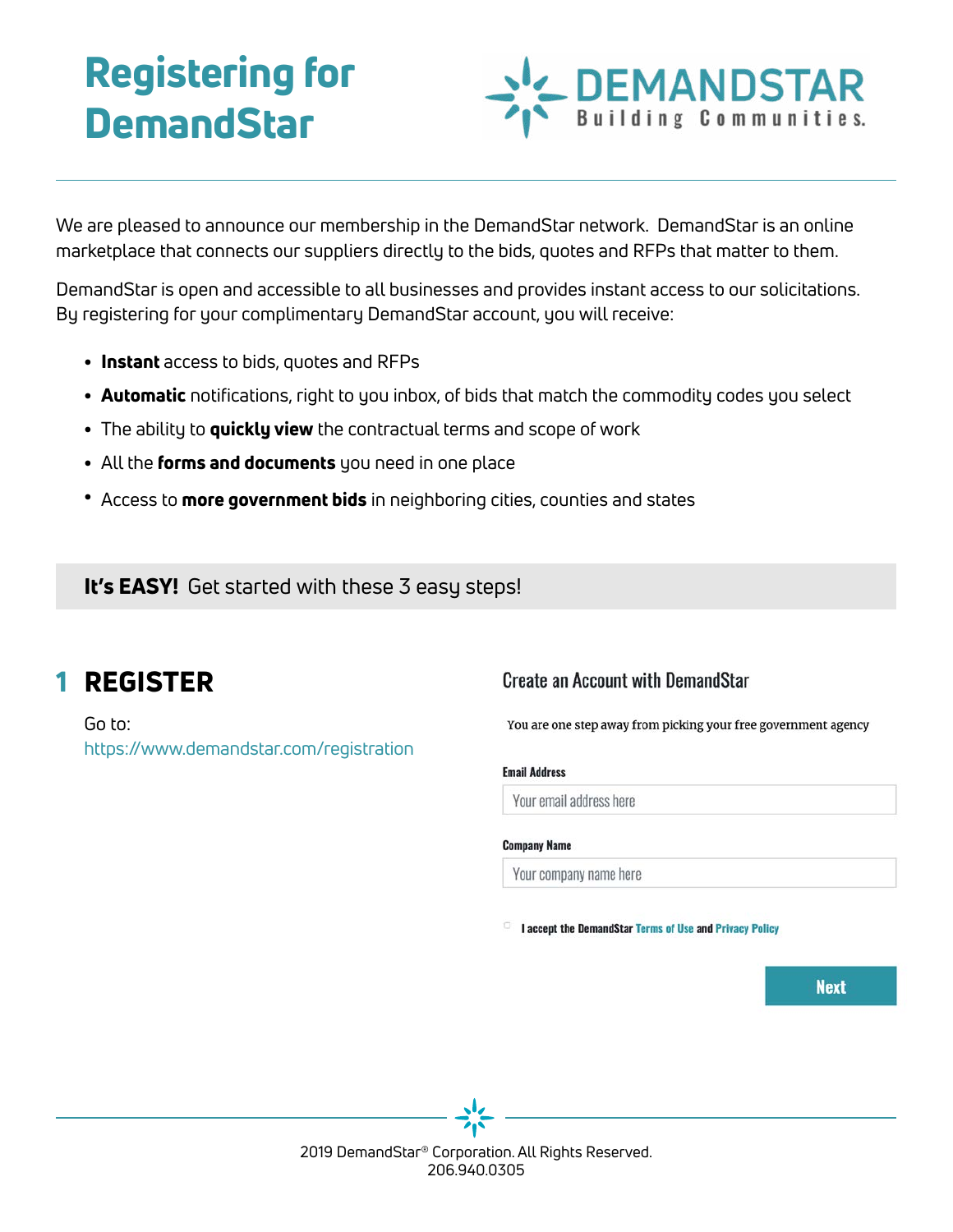// Registering for DemandStar

# Registering for DemandStar

DEMANDSTAR
Building Communities.

We are pleased to announce our membership in the DemandStar network. DemandStar is an online marketplace that connects our suppliers directly to the bids, quotes and RFPs that matter to them.

DemandStar is open and accessible to all businesses and provides instant access to our solicitations. By registering for your complimentary DemandStar account, you will receive:

- **Instant** access to bids, quotes and RFPs
- **Automatic** notifications, right to you inbox, of bids that match the commodity codes you select
- The ability to **quickly view** the contractual terms and scope of work
- All the **forms and documents** you need in one place
- Access to **more government bids** in neighboring cities, counties and states

**It's EASY!** Get started with these 3 easy steps!

## 1 REGISTER

Go to:
https://www.demandstar.com/registration

### Create an Account with DemandStar

You are one step away from picking your free government agency

**Email Address**

Your email address here

**Company Name**

Your company name here

I accept the DemandStar Terms of Use and Privacy Policy

Next

2019 DemandStar® Corporation. All Rights Reserved.
206.940.0305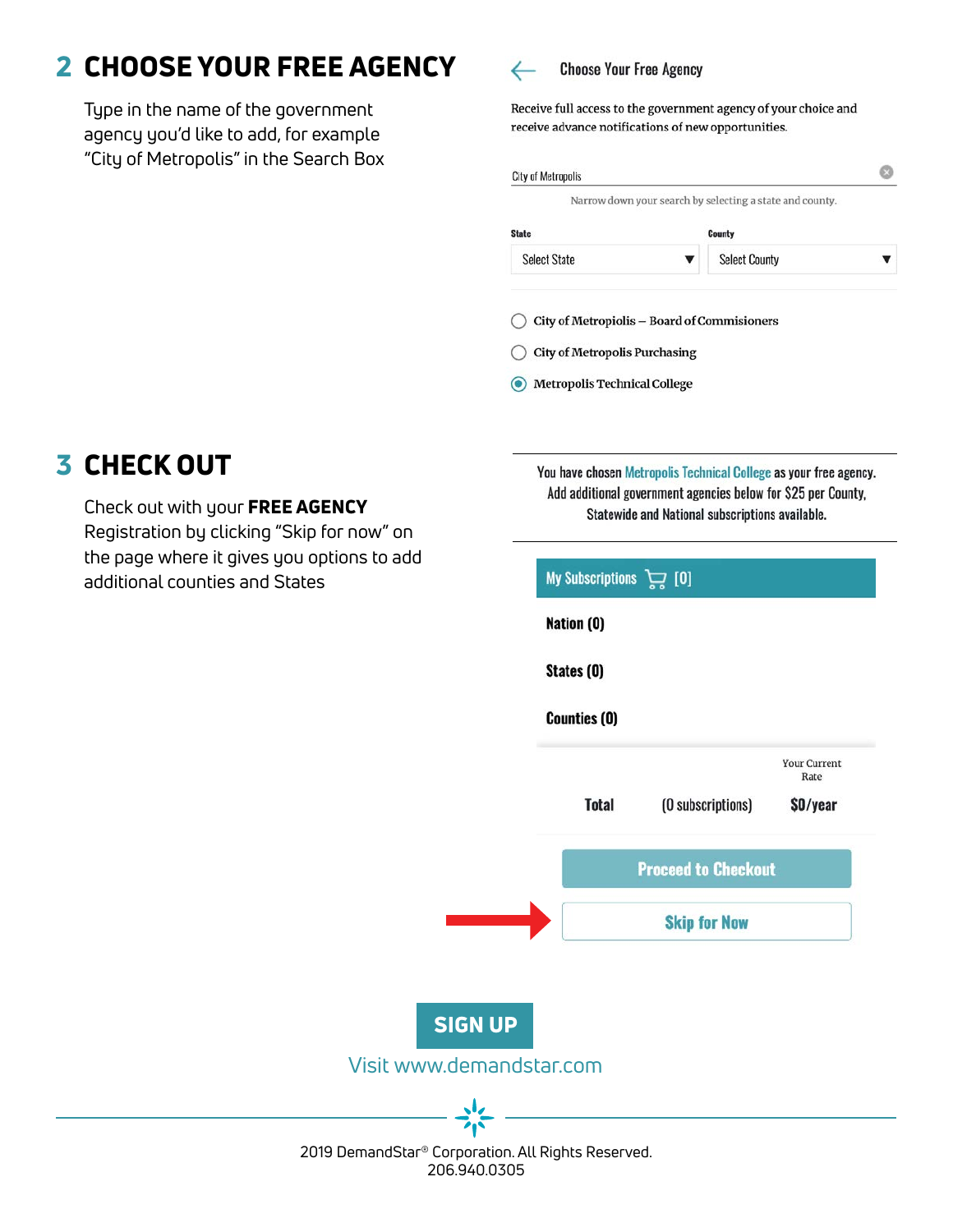## 2 CHOOSE YOUR FREE AGENCY

Type in the name of the government agency you'd like to add, for example "City of Metropolis" in the Search Box

Choose Your Free Agency

Receive full access to the government agency of your choice and receive advance notifications of new opportunities.

City of Metropolis

Narrow down your search by selecting a state and county.

State: Select State

County: Select County

- City of Metropiolis – Board of Commisioners
- City of Metropolis Purchasing
- Metropolis Technical College

## 3 CHECK OUT

Check out with your **FREE AGENCY** Registration by clicking "Skip for now" on the page where it gives you options to add additional counties and States

You have chosen Metropolis Technical College as your free agency. Add additional government agencies below for $25 per County, Statewide and National subscriptions available.

My Subscriptions [0]

Nation (0)

States (0)

Counties (0)

| Total | (0 subscriptions) | Your Current Rate $0/year |
|---|---|---|

Proceed to Checkout

Skip for Now

**SIGN UP**

Visit www.demandstar.com

2019 DemandStar® Corporation. All Rights Reserved.
206.940.0305